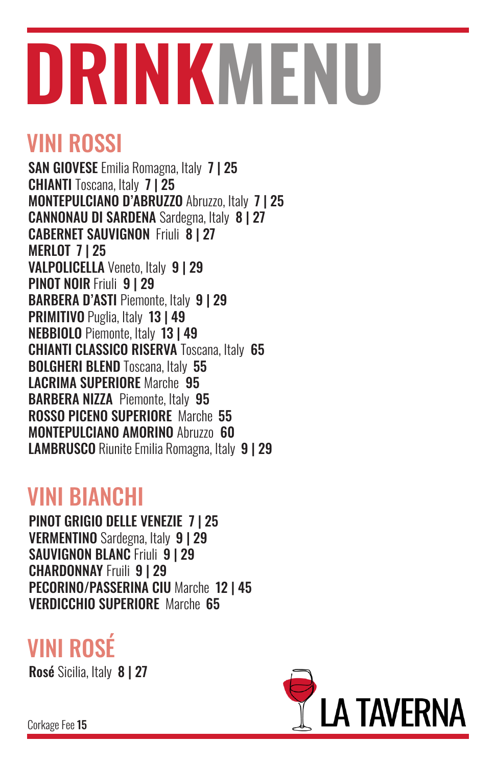# DRINKMENU

## VINI ROSSI

**SAN GIOVESE** Emilia Romagna, Italy **7 | 25**
**CHIANTI** Toscana, Italy **7 | 25**
**MONTEPULCIANO D'ABRUZZO** Abruzzo, Italy **7 | 25**
**CANNONAU DI SARDENA** Sardegna, Italy **8 | 27**
**CABERNET SAUVIGNON** Friuli **8 | 27**
**MERLOT 7 | 25**
**VALPOLICELLA** Veneto, Italy **9 | 29**
**PINOT NOIR** Friuli **9 | 29**
**BARBERA D'ASTI** Piemonte, Italy **9 | 29**
**PRIMITIVO** Puglia, Italy **13 | 49**
**NEBBIOLO** Piemonte, Italy **13 | 49**
**CHIANTI CLASSICO RISERVA** Toscana, Italy **65**
**BOLGHERI BLEND** Toscana, Italy **55**
**LACRIMA SUPERIORE** Marche **95**
**BARBERA NIZZA** Piemonte, Italy **95**
**ROSSO PICENO SUPERIORE** Marche **55**
**MONTEPULCIANO AMORINO** Abruzzo **60**
**LAMBRUSCO** Riunite Emilia Romagna, Italy **9 | 29**

## VINI BIANCHI

**PINOT GRIGIO DELLE VENEZIE 7 | 25**
**VERMENTINO** Sardegna, Italy **9 | 29**
**SAUVIGNON BLANC** Friuli **9 | 29**
**CHARDONNAY** Fruili **9 | 29**
**PECORINO/PASSERINA CIU** Marche **12 | 45**
**VERDICCHIO SUPERIORE** Marche **65**

## VINI ROSÉ

**Rosé** Sicilia, Italy **8 | 27**

Corkage Fee **15**

LA TAVERNA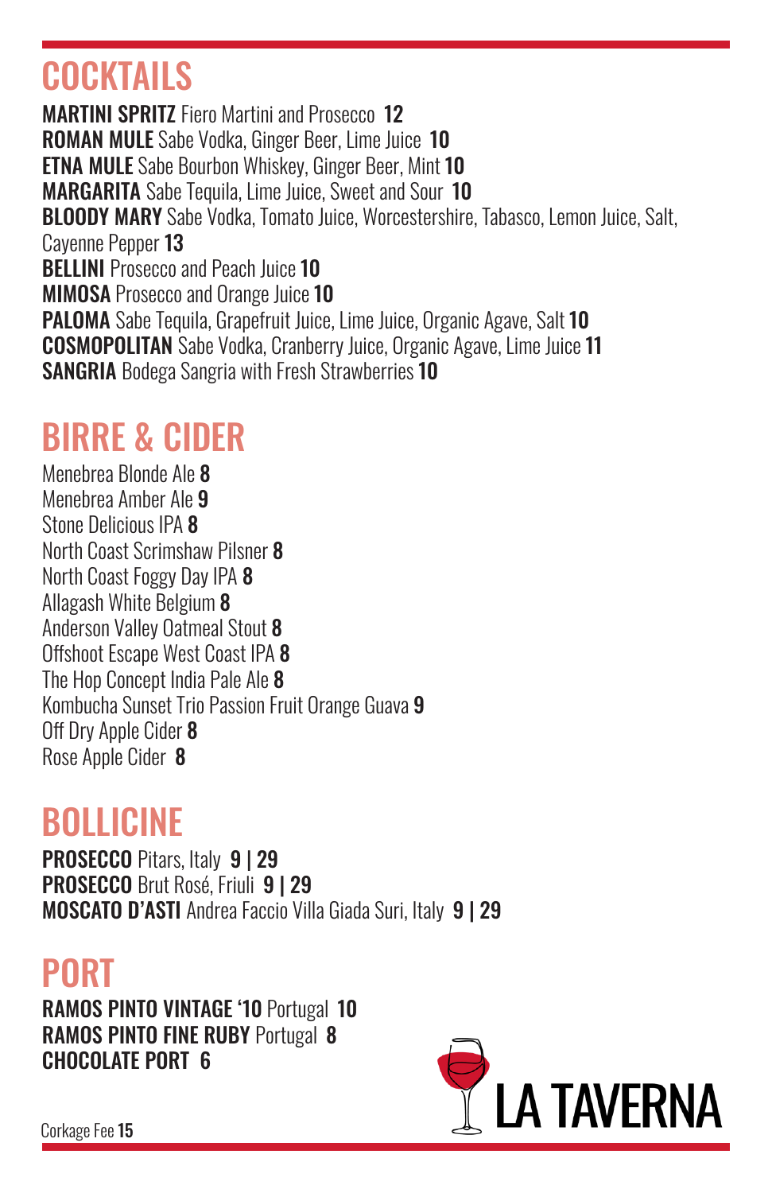## COCKTAILS

**MARTINI SPRITZ** Fiero Martini and Prosecco **12**
**ROMAN MULE** Sabe Vodka, Ginger Beer, Lime Juice **10**
**ETNA MULE** Sabe Bourbon Whiskey, Ginger Beer, Mint **10**
**MARGARITA** Sabe Tequila, Lime Juice, Sweet and Sour **10**
**BLOODY MARY** Sabe Vodka, Tomato Juice, Worcestershire, Tabasco, Lemon Juice, Salt, Cayenne Pepper **13**
**BELLINI** Prosecco and Peach Juice **10**
**MIMOSA** Prosecco and Orange Juice **10**
**PALOMA** Sabe Tequila, Grapefruit Juice, Lime Juice, Organic Agave, Salt **10**
**COSMOPOLITAN** Sabe Vodka, Cranberry Juice, Organic Agave, Lime Juice **11**
**SANGRIA** Bodega Sangria with Fresh Strawberries **10**

## BIRRE & CIDER

Menebrea Blonde Ale **8**
Menebrea Amber Ale **9**
Stone Delicious IPA **8**
North Coast Scrimshaw Pilsner **8**
North Coast Foggy Day IPA **8**
Allagash White Belgium **8**
Anderson Valley Oatmeal Stout **8**
Offshoot Escape West Coast IPA **8**
The Hop Concept India Pale Ale **8**
Kombucha Sunset Trio Passion Fruit Orange Guava **9**
Off Dry Apple Cider **8**
Rose Apple Cider **8**

## BOLLICINE

**PROSECCO** Pitars, Italy **9 | 29**
**PROSECCO** Brut Rosé, Friuli **9 | 29**
**MOSCATO D'ASTI** Andrea Faccio Villa Giada Suri, Italy **9 | 29**

## PORT

**RAMOS PINTO VINTAGE '10** Portugal **10**
**RAMOS PINTO FINE RUBY** Portugal **8**
**CHOCOLATE PORT 6**

Corkage Fee **15**

LA TAVERNA